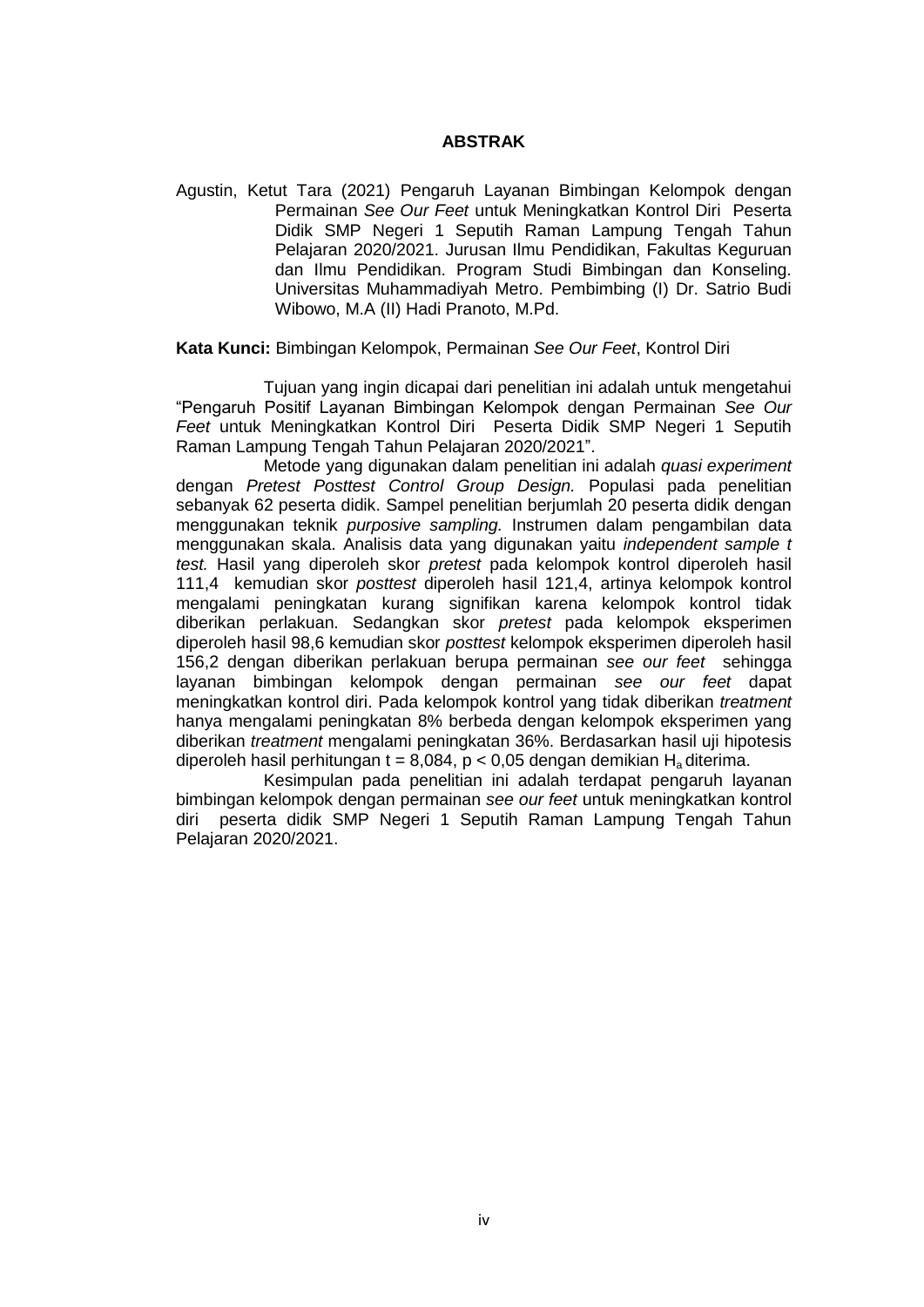# ABSTRAK

Agustin, Ketut Tara (2021) Pengaruh Layanan Bimbingan Kelompok dengan Permainan *See Our Feet* untuk Meningkatkan Kontrol Diri Peserta Didik SMP Negeri 1 Seputih Raman Lampung Tengah Tahun Pelajaran 2020/2021. Jurusan Ilmu Pendidikan, Fakultas Keguruan dan Ilmu Pendidikan. Program Studi Bimbingan dan Konseling. Universitas Muhammadiyah Metro. Pembimbing (I) Dr. Satrio Budi Wibowo, M.A (II) Hadi Pranoto, M.Pd.

**Kata Kunci:** Bimbingan Kelompok, Permainan *See Our Feet*, Kontrol Diri

Tujuan yang ingin dicapai dari penelitian ini adalah untuk mengetahui "Pengaruh Positif Layanan Bimbingan Kelompok dengan Permainan *See Our Feet* untuk Meningkatkan Kontrol Diri Peserta Didik SMP Negeri 1 Seputih Raman Lampung Tengah Tahun Pelajaran 2020/2021".

Metode yang digunakan dalam penelitian ini adalah *quasi experiment* dengan *Pretest Posttest Control Group Design.* Populasi pada penelitian sebanyak 62 peserta didik. Sampel penelitian berjumlah 20 peserta didik dengan menggunakan teknik *purposive sampling.* Instrumen dalam pengambilan data menggunakan skala. Analisis data yang digunakan yaitu *independent sample t test.* Hasil yang diperoleh skor *pretest* pada kelompok kontrol diperoleh hasil 111,4 kemudian skor *posttest* diperoleh hasil 121,4, artinya kelompok kontrol mengalami peningkatan kurang signifikan karena kelompok kontrol tidak diberikan perlakuan. Sedangkan skor *pretest* pada kelompok eksperimen diperoleh hasil 98,6 kemudian skor *posttest* kelompok eksperimen diperoleh hasil 156,2 dengan diberikan perlakuan berupa permainan *see our feet* sehingga layanan bimbingan kelompok dengan permainan *see our feet* dapat meningkatkan kontrol diri. Pada kelompok kontrol yang tidak diberikan *treatment* hanya mengalami peningkatan 8% berbeda dengan kelompok eksperimen yang diberikan *treatment* mengalami peningkatan 36%. Berdasarkan hasil uji hipotesis diperoleh hasil perhitungan $t = 8{,}084$, $p < 0{,}05$ dengan demikian $H_a$ diterima.

Kesimpulan pada penelitian ini adalah terdapat pengaruh layanan bimbingan kelompok dengan permainan *see our feet* untuk meningkatkan kontrol diri peserta didik SMP Negeri 1 Seputih Raman Lampung Tengah Tahun Pelajaran 2020/2021.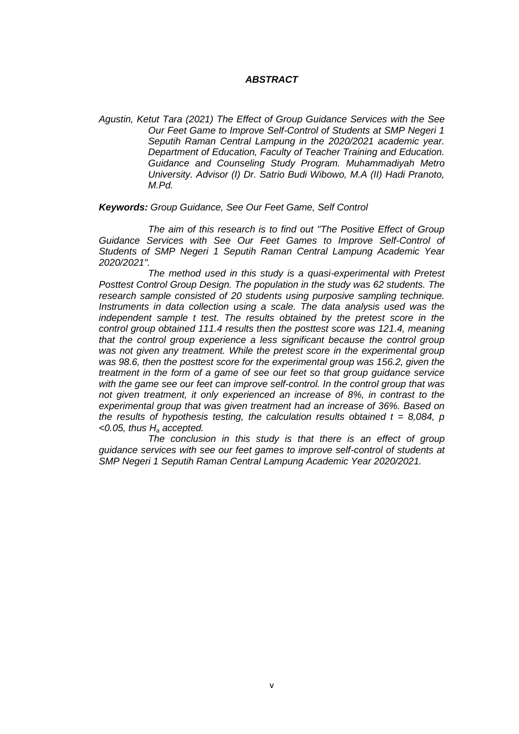# ***ABSTRACT***

*Agustin, Ketut Tara (2021) The Effect of Group Guidance Services with the See Our Feet Game to Improve Self-Control of Students at SMP Negeri 1 Seputih Raman Central Lampung in the 2020/2021 academic year. Department of Education, Faculty of Teacher Training and Education. Guidance and Counseling Study Program. Muhammadiyah Metro University. Advisor (I) Dr. Satrio Budi Wibowo, M.A (II) Hadi Pranoto, M.Pd.*

***Keywords:*** *Group Guidance, See Our Feet Game, Self Control*

*The aim of this research is to find out "The Positive Effect of Group Guidance Services with See Our Feet Games to Improve Self-Control of Students of SMP Negeri 1 Seputih Raman Central Lampung Academic Year 2020/2021".*

*The method used in this study is a quasi-experimental with Pretest Posttest Control Group Design. The population in the study was 62 students. The research sample consisted of 20 students using purposive sampling technique. Instruments in data collection using a scale. The data analysis used was the independent sample t test. The results obtained by the pretest score in the control group obtained 111.4 results then the posttest score was 121.4, meaning that the control group experience a less significant because the control group was not given any treatment. While the pretest score in the experimental group was 98.6, then the posttest score for the experimental group was 156.2, given the treatment in the form of a game of see our feet so that group guidance service with the game see our feet can improve self-control. In the control group that was not given treatment, it only experienced an increase of 8%, in contrast to the experimental group that was given treatment had an increase of 36%. Based on the results of hypothesis testing, the calculation results obtained $t = 8,084$, $p < 0.05$, thus $H_a$ accepted.*

*The conclusion in this study is that there is an effect of group guidance services with see our feet games to improve self-control of students at SMP Negeri 1 Seputih Raman Central Lampung Academic Year 2020/2021.*